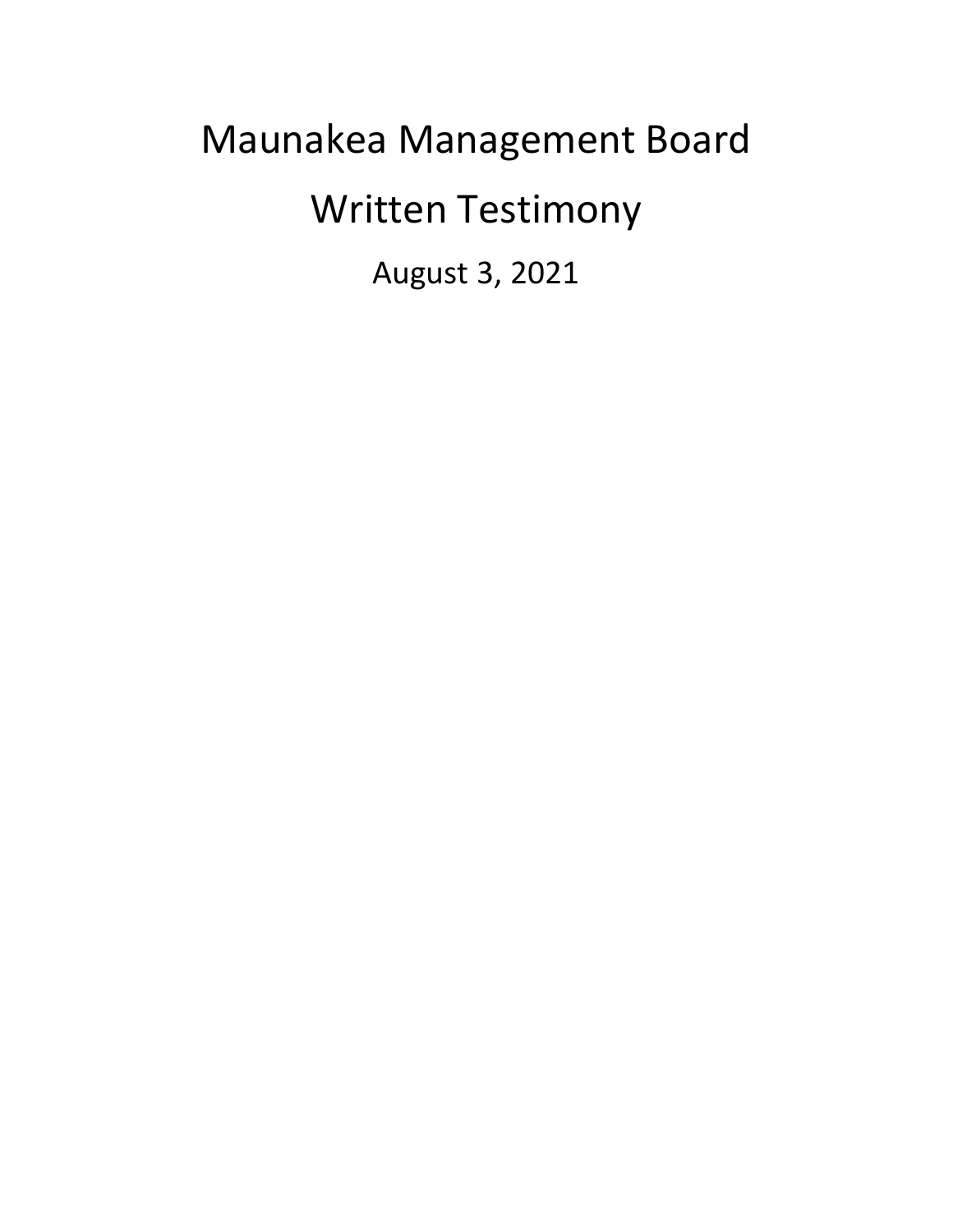# Maunakea Management Board

# Written Testimony

August 3, 2021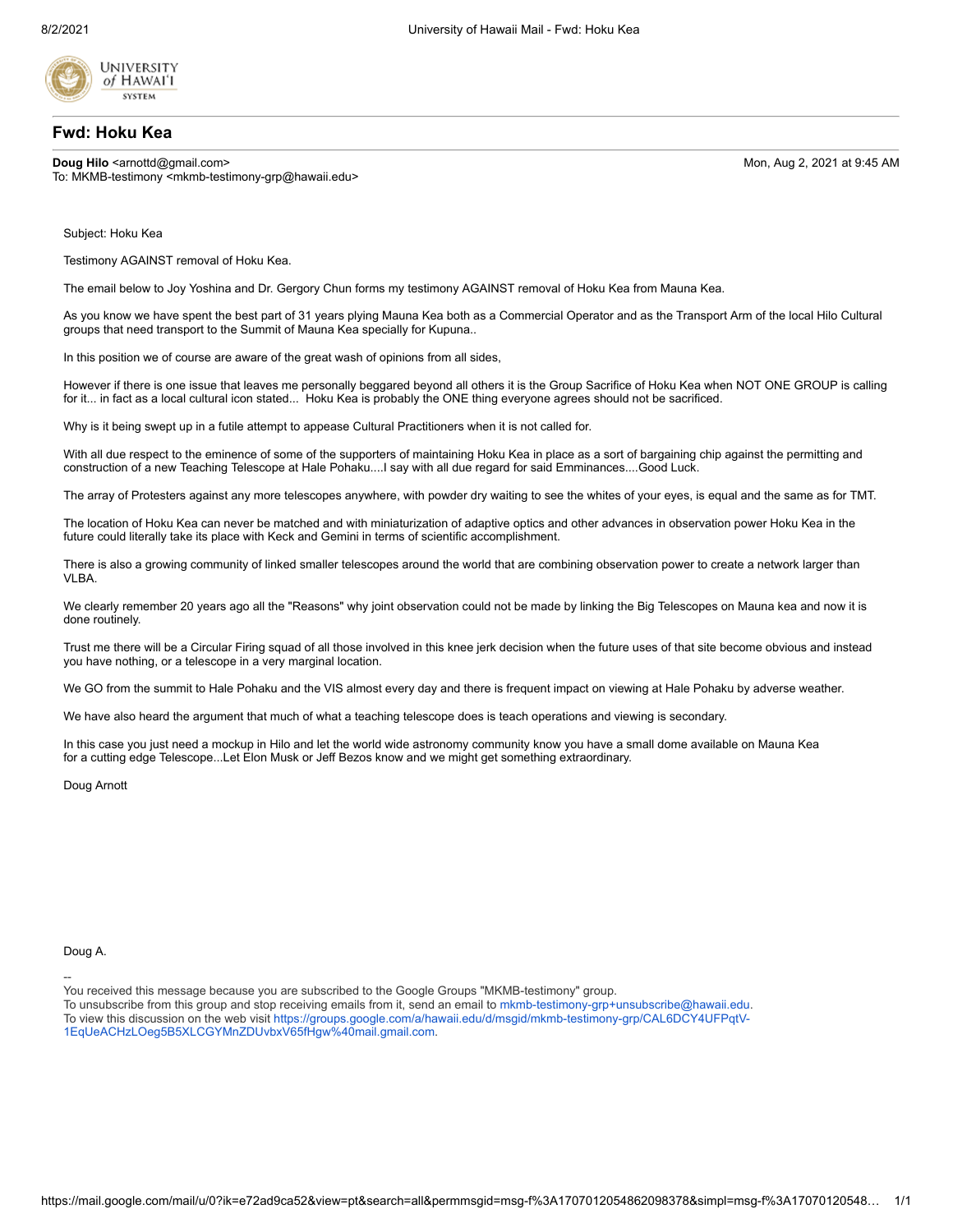# Fwd: Hoku Kea

**Doug Hilo** <arnottd@gmail.com>  Mon, Aug 2, 2021 at 9:45 AM
To: MKMB-testimony <mkmb-testimony-grp@hawaii.edu>

Subject: Hoku Kea

Testimony AGAINST removal of Hoku Kea.

The email below to Joy Yoshina and Dr. Gergory Chun forms my testimony AGAINST removal of Hoku Kea from Mauna Kea.

As you know we have spent the best part of 31 years plying Mauna Kea both as a Commercial Operator and as the Transport Arm of the local Hilo Cultural groups that need transport to the Summit of Mauna Kea specially for Kupuna..

In this position we of course are aware of the great wash of opinions from all sides,

However if there is one issue that leaves me personally beggared beyond all others it is the Group Sacrifice of Hoku Kea when NOT ONE GROUP is calling for it... in fact as a local cultural icon stated... Hoku Kea is probably the ONE thing everyone agrees should not be sacrificed.

Why is it being swept up in a futile attempt to appease Cultural Practitioners when it is not called for.

With all due respect to the eminence of some of the supporters of maintaining Hoku Kea in place as a sort of bargaining chip against the permitting and construction of a new Teaching Telescope at Hale Pohaku....I say with all due regard for said Emminances....Good Luck.

The array of Protesters against any more telescopes anywhere, with powder dry waiting to see the whites of your eyes, is equal and the same as for TMT.

The location of Hoku Kea can never be matched and with miniaturization of adaptive optics and other advances in observation power Hoku Kea in the future could literally take its place with Keck and Gemini in terms of scientific accomplishment.

There is also a growing community of linked smaller telescopes around the world that are combining observation power to create a network larger than VLBA.

We clearly remember 20 years ago all the "Reasons" why joint observation could not be made by linking the Big Telescopes on Mauna kea and now it is done routinely.

Trust me there will be a Circular Firing squad of all those involved in this knee jerk decision when the future uses of that site become obvious and instead you have nothing, or a telescope in a very marginal location.

We GO from the summit to Hale Pohaku and the VIS almost every day and there is frequent impact on viewing at Hale Pohaku by adverse weather.

We have also heard the argument that much of what a teaching telescope does is teach operations and viewing is secondary.

In this case you just need a mockup in Hilo and let the world wide astronomy community know you have a small dome available on Mauna Kea for a cutting edge Telescope...Let Elon Musk or Jeff Bezos know and we might get something extraordinary.

Doug Arnott

Doug A.

--
You received this message because you are subscribed to the Google Groups "MKMB-testimony" group.
To unsubscribe from this group and stop receiving emails from it, send an email to mkmb-testimony-grp+unsubscribe@hawaii.edu.
To view this discussion on the web visit https://groups.google.com/a/hawaii.edu/d/msgid/mkmb-testimony-grp/CAL6DCY4UFPqtV-1EqUeACHzLOeg5B5XLCGYMnZDUvbxV65fHgw%40mail.gmail.com.